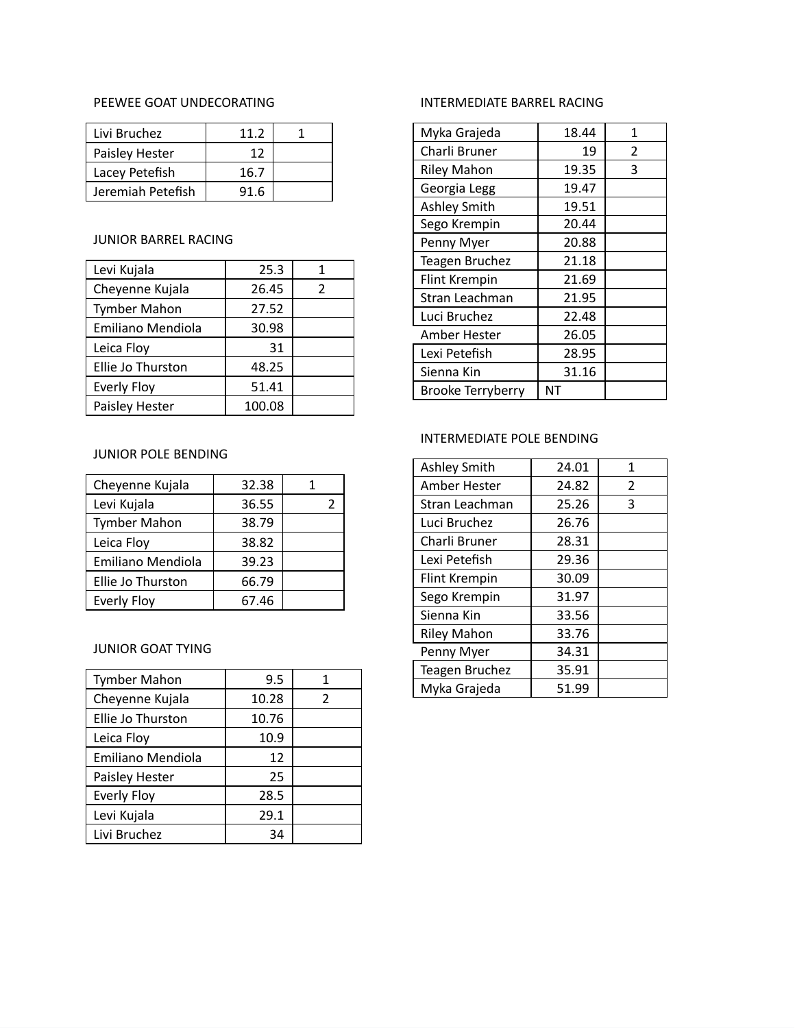## PEEWEE GOAT UNDECORATING

| | | |
|---|---|---|
| Livi Bruchez | 11.2 | 1 |
| Paisley Hester | 12 | |
| Lacey Petefish | 16.7 | |
| Jeremiah Petefish | 91.6 | |

## JUNIOR BARREL RACING

| | | |
|---|---|---|
| Levi Kujala | 25.3 | 1 |
| Cheyenne Kujala | 26.45 | 2 |
| Tymber Mahon | 27.52 | |
| Emiliano Mendiola | 30.98 | |
| Leica Floy | 31 | |
| Ellie Jo Thurston | 48.25 | |
| Everly Floy | 51.41 | |
| Paisley Hester | 100.08 | |

## JUNIOR POLE BENDING

| | | |
|---|---|---|
| Cheyenne Kujala | 32.38 | 1 |
| Levi Kujala | 36.55 | 2 |
| Tymber Mahon | 38.79 | |
| Leica Floy | 38.82 | |
| Emiliano Mendiola | 39.23 | |
| Ellie Jo Thurston | 66.79 | |
| Everly Floy | 67.46 | |

## JUNIOR GOAT TYING

| | | |
|---|---|---|
| Tymber Mahon | 9.5 | 1 |
| Cheyenne Kujala | 10.28 | 2 |
| Ellie Jo Thurston | 10.76 | |
| Leica Floy | 10.9 | |
| Emiliano Mendiola | 12 | |
| Paisley Hester | 25 | |
| Everly Floy | 28.5 | |
| Levi Kujala | 29.1 | |
| Livi Bruchez | 34 | |

## INTERMEDIATE BARREL RACING

| | | |
|---|---|---|
| Myka Grajeda | 18.44 | 1 |
| Charli Bruner | 19 | 2 |
| Riley Mahon | 19.35 | 3 |
| Georgia Legg | 19.47 | |
| Ashley Smith | 19.51 | |
| Sego Krempin | 20.44 | |
| Penny Myer | 20.88 | |
| Teagen Bruchez | 21.18 | |
| Flint Krempin | 21.69 | |
| Stran Leachman | 21.95 | |
| Luci Bruchez | 22.48 | |
| Amber Hester | 26.05 | |
| Lexi Petefish | 28.95 | |
| Sienna Kin | 31.16 | |
| Brooke Terryberry | NT | |

## INTERMEDIATE POLE BENDING

| | | |
|---|---|---|
| Ashley Smith | 24.01 | 1 |
| Amber Hester | 24.82 | 2 |
| Stran Leachman | 25.26 | 3 |
| Luci Bruchez | 26.76 | |
| Charli Bruner | 28.31 | |
| Lexi Petefish | 29.36 | |
| Flint Krempin | 30.09 | |
| Sego Krempin | 31.97 | |
| Sienna Kin | 33.56 | |
| Riley Mahon | 33.76 | |
| Penny Myer | 34.31 | |
| Teagen Bruchez | 35.91 | |
| Myka Grajeda | 51.99 | |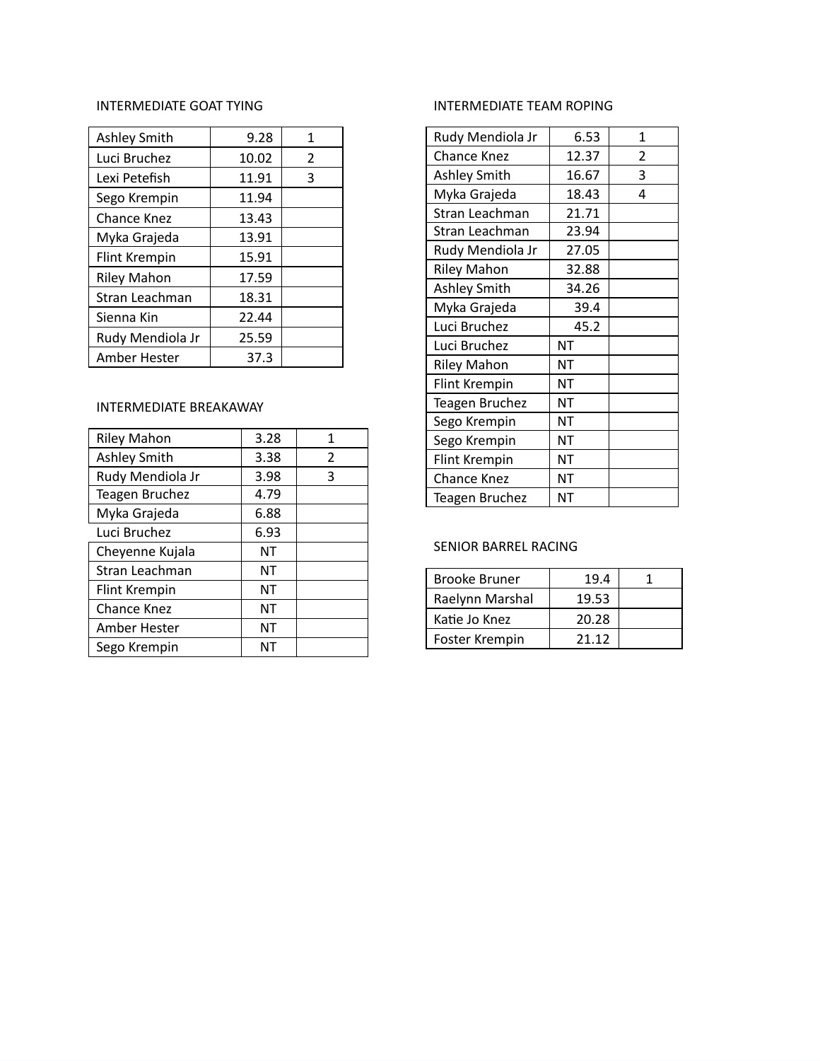INTERMEDIATE GOAT TYING

| | | |
|---|---|---|
| Ashley Smith | 9.28 | 1 |
| Luci Bruchez | 10.02 | 2 |
| Lexi Petefish | 11.91 | 3 |
| Sego Krempin | 11.94 | |
| Chance Knez | 13.43 | |
| Myka Grajeda | 13.91 | |
| Flint Krempin | 15.91 | |
| Riley Mahon | 17.59 | |
| Stran Leachman | 18.31 | |
| Sienna Kin | 22.44 | |
| Rudy Mendiola Jr | 25.59 | |
| Amber Hester | 37.3 | |

INTERMEDIATE BREAKAWAY

| | | |
|---|---|---|
| Riley Mahon | 3.28 | 1 |
| Ashley Smith | 3.38 | 2 |
| Rudy Mendiola Jr | 3.98 | 3 |
| Teagen Bruchez | 4.79 | |
| Myka Grajeda | 6.88 | |
| Luci Bruchez | 6.93 | |
| Cheyenne Kujala | NT | |
| Stran Leachman | NT | |
| Flint Krempin | NT | |
| Chance Knez | NT | |
| Amber Hester | NT | |
| Sego Krempin | NT | |

INTERMEDIATE TEAM ROPING

| | | |
|---|---|---|
| Rudy Mendiola Jr | 6.53 | 1 |
| Chance Knez | 12.37 | 2 |
| Ashley Smith | 16.67 | 3 |
| Myka Grajeda | 18.43 | 4 |
| Stran Leachman | 21.71 | |
| Stran Leachman | 23.94 | |
| Rudy Mendiola Jr | 27.05 | |
| Riley Mahon | 32.88 | |
| Ashley Smith | 34.26 | |
| Myka Grajeda | 39.4 | |
| Luci Bruchez | 45.2 | |
| Luci Bruchez | NT | |
| Riley Mahon | NT | |
| Flint Krempin | NT | |
| Teagen Bruchez | NT | |
| Sego Krempin | NT | |
| Sego Krempin | NT | |
| Flint Krempin | NT | |
| Chance Knez | NT | |
| Teagen Bruchez | NT | |

SENIOR BARREL RACING

| | | |
|---|---|---|
| Brooke Bruner | 19.4 | 1 |
| Raelynn Marshal | 19.53 | |
| Katie Jo Knez | 20.28 | |
| Foster Krempin | 21.12 | |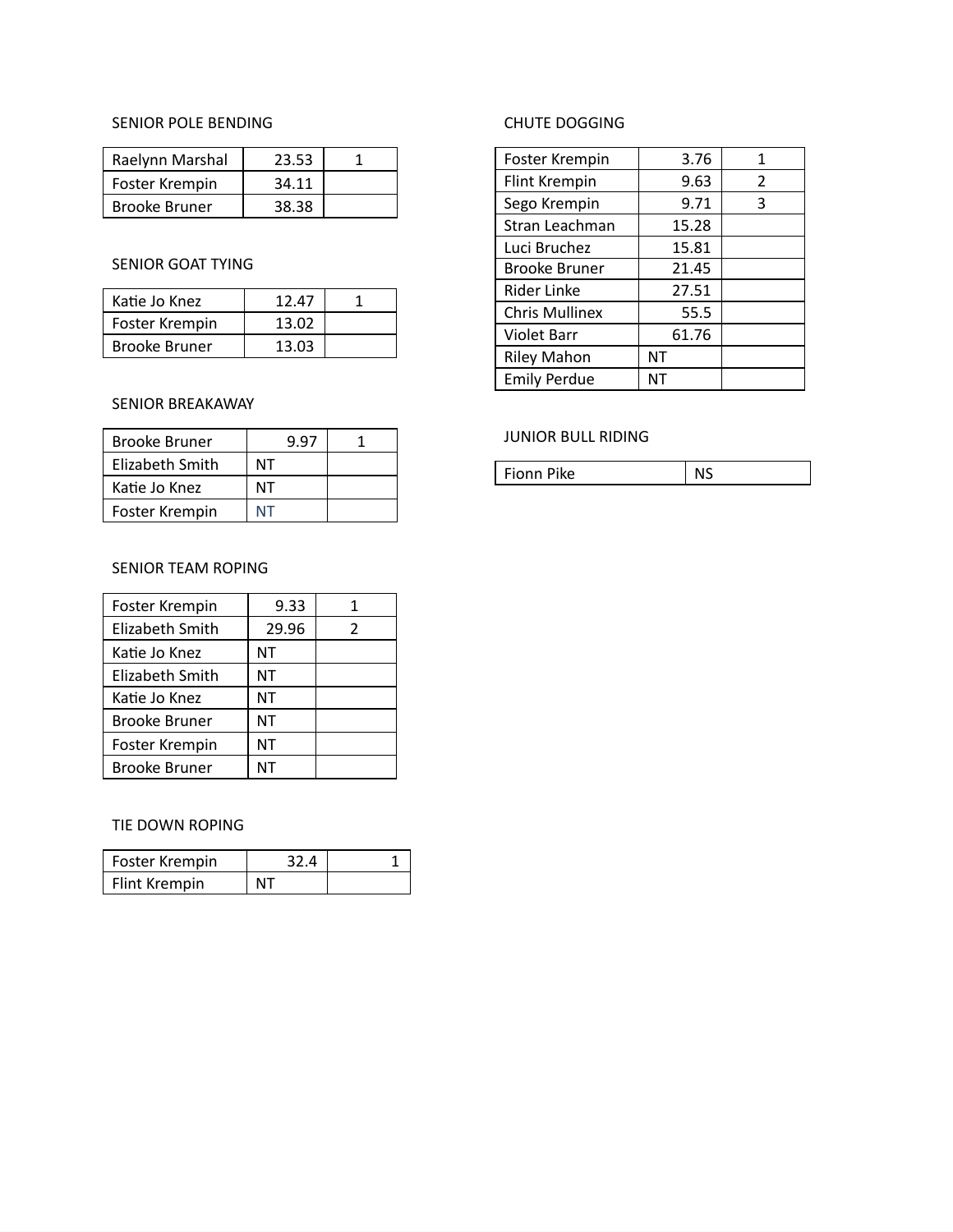### SENIOR POLE BENDING

| | | |
|---|---|---|
| Raelynn Marshal | 23.53 | 1 |
| Foster Krempin | 34.11 | |
| Brooke Bruner | 38.38 | |

### SENIOR GOAT TYING

| | | |
|---|---|---|
| Katie Jo Knez | 12.47 | 1 |
| Foster Krempin | 13.02 | |
| Brooke Bruner | 13.03 | |

### SENIOR BREAKAWAY

| | | |
|---|---|---|
| Brooke Bruner | 9.97 | 1 |
| Elizabeth Smith | NT | |
| Katie Jo Knez | NT | |
| Foster Krempin | NT | |

### SENIOR TEAM ROPING

| | | |
|---|---|---|
| Foster Krempin | 9.33 | 1 |
| Elizabeth Smith | 29.96 | 2 |
| Katie Jo Knez | NT | |
| Elizabeth Smith | NT | |
| Katie Jo Knez | NT | |
| Brooke Bruner | NT | |
| Foster Krempin | NT | |
| Brooke Bruner | NT | |

### TIE DOWN ROPING

| | | |
|---|---|---|
| Foster Krempin | 32.4 | 1 |
| Flint Krempin | NT | |

### CHUTE DOGGING

| | | |
|---|---|---|
| Foster Krempin | 3.76 | 1 |
| Flint Krempin | 9.63 | 2 |
| Sego Krempin | 9.71 | 3 |
| Stran Leachman | 15.28 | |
| Luci Bruchez | 15.81 | |
| Brooke Bruner | 21.45 | |
| Rider Linke | 27.51 | |
| Chris Mullinex | 55.5 | |
| Violet Barr | 61.76 | |
| Riley Mahon | NT | |
| Emily Perdue | NT | |

### JUNIOR BULL RIDING

| | |
|---|---|
| Fionn Pike | NS |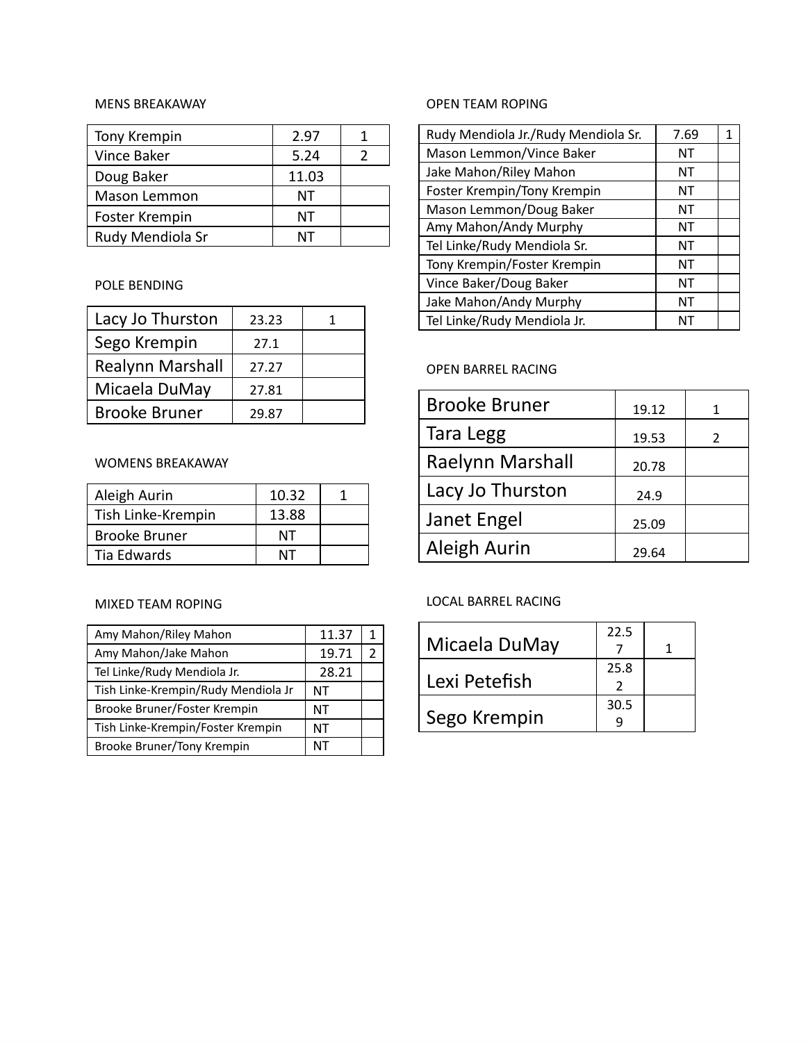### MENS BREAKAWAY

| | | |
|---|---|---|
| Tony Krempin | 2.97 | 1 |
| Vince Baker | 5.24 | 2 |
| Doug Baker | 11.03 | |
| Mason Lemmon | NT | |
| Foster Krempin | NT | |
| Rudy Mendiola Sr | NT | |

### POLE BENDING

| | | |
|---|---|---|
| Lacy Jo Thurston | 23.23 | 1 |
| Sego Krempin | 27.1 | |
| Realynn Marshall | 27.27 | |
| Micaela DuMay | 27.81 | |
| Brooke Bruner | 29.87 | |

### WOMENS BREAKAWAY

| | | |
|---|---|---|
| Aleigh Aurin | 10.32 | 1 |
| Tish Linke-Krempin | 13.88 | |
| Brooke Bruner | NT | |
| Tia Edwards | NT | |

### MIXED TEAM ROPING

| | | |
|---|---|---|
| Amy Mahon/Riley Mahon | 11.37 | 1 |
| Amy Mahon/Jake Mahon | 19.71 | 2 |
| Tel Linke/Rudy Mendiola Jr. | 28.21 | |
| Tish Linke-Krempin/Rudy Mendiola Jr | NT | |
| Brooke Bruner/Foster Krempin | NT | |
| Tish Linke-Krempin/Foster Krempin | NT | |
| Brooke Bruner/Tony Krempin | NT | |

### OPEN TEAM ROPING

| | | |
|---|---|---|
| Rudy Mendiola Jr./Rudy Mendiola Sr. | 7.69 | 1 |
| Mason Lemmon/Vince Baker | NT | |
| Jake Mahon/Riley Mahon | NT | |
| Foster Krempin/Tony Krempin | NT | |
| Mason Lemmon/Doug Baker | NT | |
| Amy Mahon/Andy Murphy | NT | |
| Tel Linke/Rudy Mendiola Sr. | NT | |
| Tony Krempin/Foster Krempin | NT | |
| Vince Baker/Doug Baker | NT | |
| Jake Mahon/Andy Murphy | NT | |
| Tel Linke/Rudy Mendiola Jr. | NT | |

### OPEN BARREL RACING

| | | |
|---|---|---|
| Brooke Bruner | 19.12 | 1 |
| Tara Legg | 19.53 | 2 |
| Raelynn Marshall | 20.78 | |
| Lacy Jo Thurston | 24.9 | |
| Janet Engel | 25.09 | |
| Aleigh Aurin | 29.64 | |

### LOCAL BARREL RACING

| | | |
|---|---|---|
| Micaela DuMay | 22.57 | 1 |
| Lexi Petefish | 25.82 | |
| Sego Krempin | 30.59 | |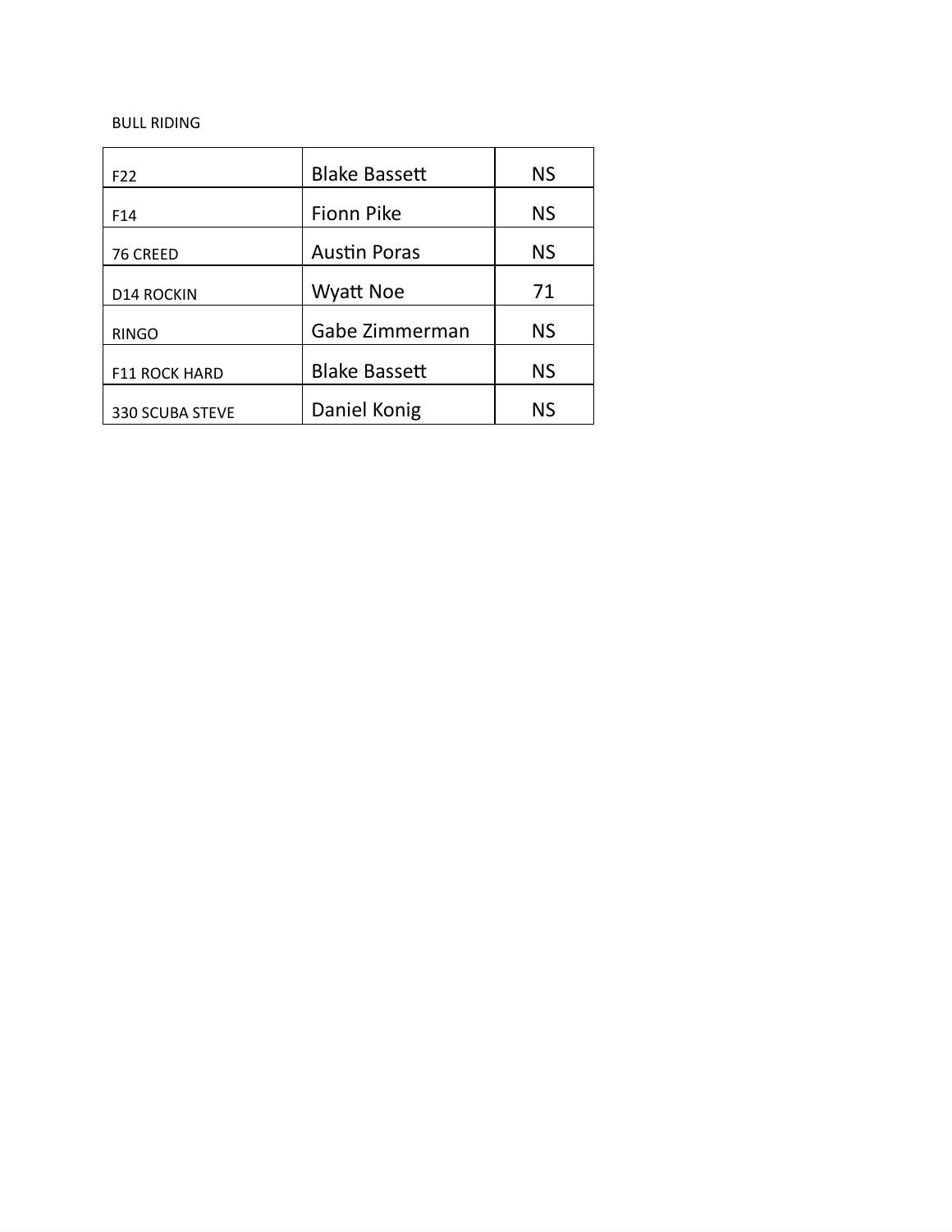BULL RIDING

| | | |
|---|---|---|
| F22 | Blake Bassett | NS |
| F14 | Fionn Pike | NS |
| 76 CREED | Austin Poras | NS |
| D14 ROCKIN | Wyatt Noe | 71 |
| RINGO | Gabe Zimmerman | NS |
| F11 ROCK HARD | Blake Bassett | NS |
| 330 SCUBA STEVE | Daniel Konig | NS |